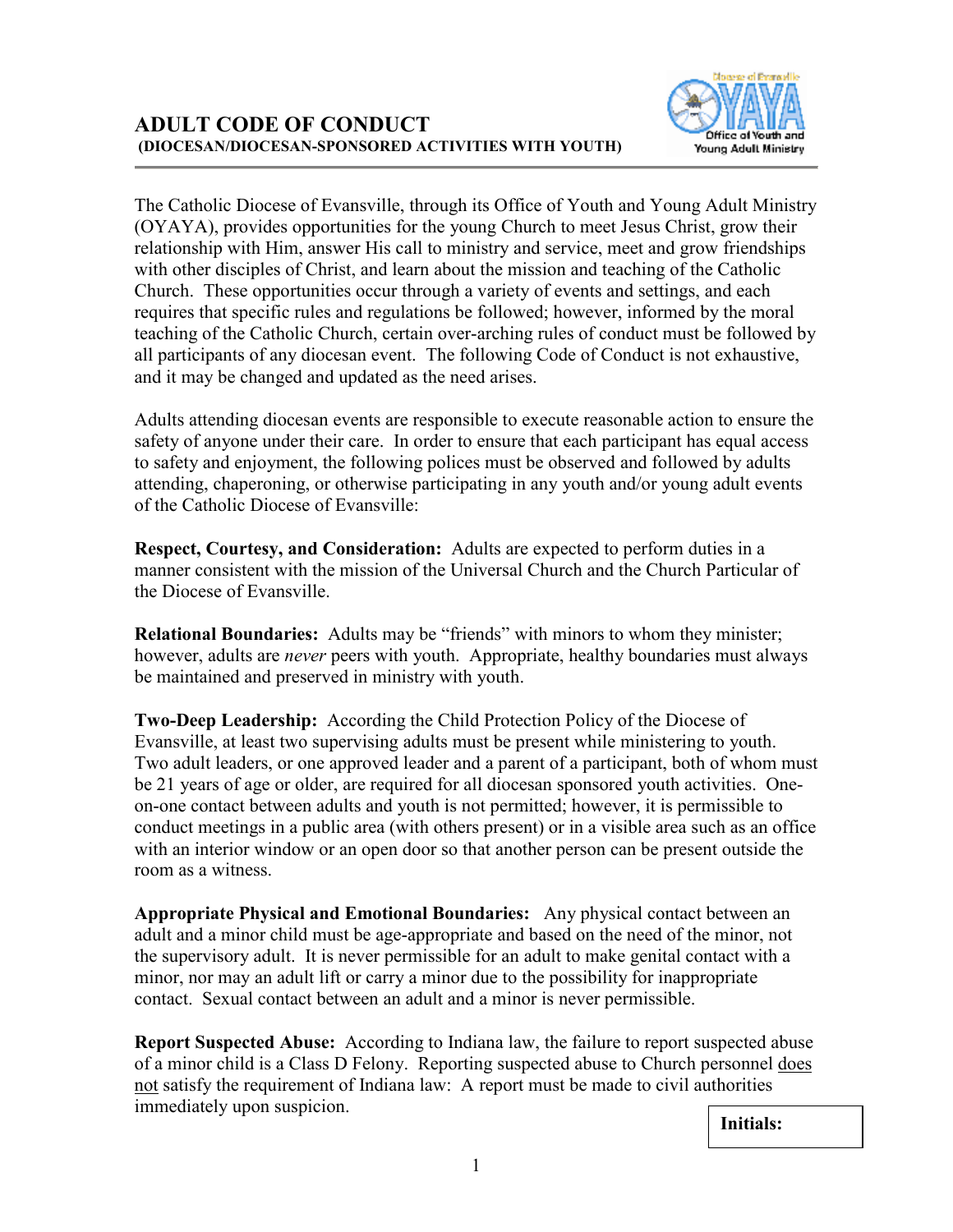# ADULT CODE OF CONDUCT

**(DIOCESAN/DIOCESAN-SPONSORED ACTIVITIES WITH YOUTH)**

The Catholic Diocese of Evansville, through its Office of Youth and Young Adult Ministry (OYAYA), provides opportunities for the young Church to meet Jesus Christ, grow their relationship with Him, answer His call to ministry and service, meet and grow friendships with other disciples of Christ, and learn about the mission and teaching of the Catholic Church. These opportunities occur through a variety of events and settings, and each requires that specific rules and regulations be followed; however, informed by the moral teaching of the Catholic Church, certain over-arching rules of conduct must be followed by all participants of any diocesan event. The following Code of Conduct is not exhaustive, and it may be changed and updated as the need arises.

Adults attending diocesan events are responsible to execute reasonable action to ensure the safety of anyone under their care. In order to ensure that each participant has equal access to safety and enjoyment, the following polices must be observed and followed by adults attending, chaperoning, or otherwise participating in any youth and/or young adult events of the Catholic Diocese of Evansville:

**Respect, Courtesy, and Consideration:** Adults are expected to perform duties in a manner consistent with the mission of the Universal Church and the Church Particular of the Diocese of Evansville.

**Relational Boundaries:** Adults may be "friends" with minors to whom they minister; however, adults are *never* peers with youth. Appropriate, healthy boundaries must always be maintained and preserved in ministry with youth.

**Two-Deep Leadership:** According the Child Protection Policy of the Diocese of Evansville, at least two supervising adults must be present while ministering to youth. Two adult leaders, or one approved leader and a parent of a participant, both of whom must be 21 years of age or older, are required for all diocesan sponsored youth activities. One-on-one contact between adults and youth is not permitted; however, it is permissible to conduct meetings in a public area (with others present) or in a visible area such as an office with an interior window or an open door so that another person can be present outside the room as a witness.

**Appropriate Physical and Emotional Boundaries:** Any physical contact between an adult and a minor child must be age-appropriate and based on the need of the minor, not the supervisory adult. It is never permissible for an adult to make genital contact with a minor, nor may an adult lift or carry a minor due to the possibility for inappropriate contact. Sexual contact between an adult and a minor is never permissible.

**Report Suspected Abuse:** According to Indiana law, the failure to report suspected abuse of a minor child is a Class D Felony. Reporting suspected abuse to Church personnel does not satisfy the requirement of Indiana law: A report must be made to civil authorities immediately upon suspicion.

**Initials:**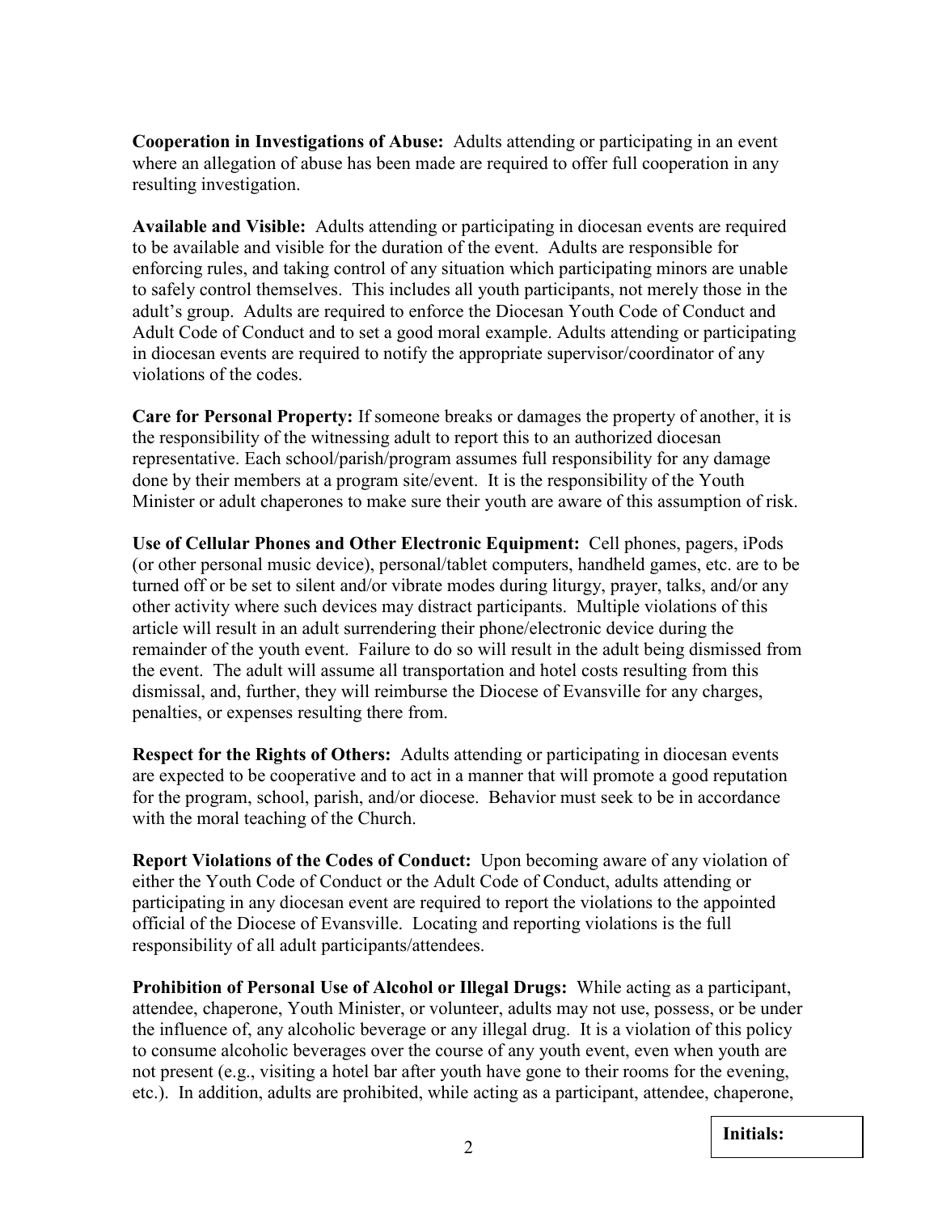**Cooperation in Investigations of Abuse:** Adults attending or participating in an event where an allegation of abuse has been made are required to offer full cooperation in any resulting investigation.

**Available and Visible:** Adults attending or participating in diocesan events are required to be available and visible for the duration of the event. Adults are responsible for enforcing rules, and taking control of any situation which participating minors are unable to safely control themselves. This includes all youth participants, not merely those in the adult's group. Adults are required to enforce the Diocesan Youth Code of Conduct and Adult Code of Conduct and to set a good moral example. Adults attending or participating in diocesan events are required to notify the appropriate supervisor/coordinator of any violations of the codes.

**Care for Personal Property:** If someone breaks or damages the property of another, it is the responsibility of the witnessing adult to report this to an authorized diocesan representative. Each school/parish/program assumes full responsibility for any damage done by their members at a program site/event. It is the responsibility of the Youth Minister or adult chaperones to make sure their youth are aware of this assumption of risk.

**Use of Cellular Phones and Other Electronic Equipment:** Cell phones, pagers, iPods (or other personal music device), personal/tablet computers, handheld games, etc. are to be turned off or be set to silent and/or vibrate modes during liturgy, prayer, talks, and/or any other activity where such devices may distract participants. Multiple violations of this article will result in an adult surrendering their phone/electronic device during the remainder of the youth event. Failure to do so will result in the adult being dismissed from the event. The adult will assume all transportation and hotel costs resulting from this dismissal, and, further, they will reimburse the Diocese of Evansville for any charges, penalties, or expenses resulting there from.

**Respect for the Rights of Others:** Adults attending or participating in diocesan events are expected to be cooperative and to act in a manner that will promote a good reputation for the program, school, parish, and/or diocese. Behavior must seek to be in accordance with the moral teaching of the Church.

**Report Violations of the Codes of Conduct:** Upon becoming aware of any violation of either the Youth Code of Conduct or the Adult Code of Conduct, adults attending or participating in any diocesan event are required to report the violations to the appointed official of the Diocese of Evansville. Locating and reporting violations is the full responsibility of all adult participants/attendees.

**Prohibition of Personal Use of Alcohol or Illegal Drugs:** While acting as a participant, attendee, chaperone, Youth Minister, or volunteer, adults may not use, possess, or be under the influence of, any alcoholic beverage or any illegal drug. It is a violation of this policy to consume alcoholic beverages over the course of any youth event, even when youth are not present (e.g., visiting a hotel bar after youth have gone to their rooms for the evening, etc.). In addition, adults are prohibited, while acting as a participant, attendee, chaperone,

**Initials:**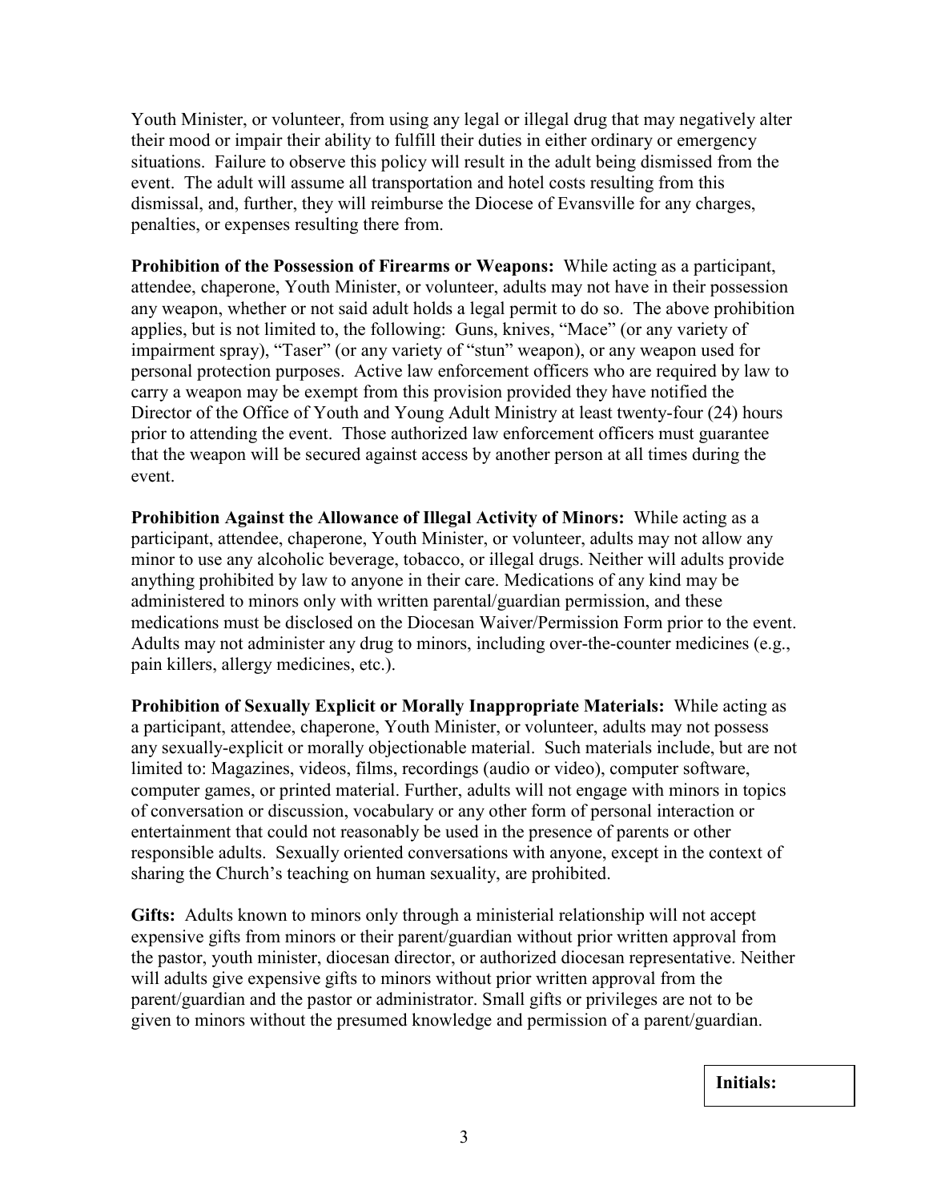Youth Minister, or volunteer, from using any legal or illegal drug that may negatively alter their mood or impair their ability to fulfill their duties in either ordinary or emergency situations. Failure to observe this policy will result in the adult being dismissed from the event. The adult will assume all transportation and hotel costs resulting from this dismissal, and, further, they will reimburse the Diocese of Evansville for any charges, penalties, or expenses resulting there from.

**Prohibition of the Possession of Firearms or Weapons:** While acting as a participant, attendee, chaperone, Youth Minister, or volunteer, adults may not have in their possession any weapon, whether or not said adult holds a legal permit to do so. The above prohibition applies, but is not limited to, the following: Guns, knives, "Mace" (or any variety of impairment spray), "Taser" (or any variety of "stun" weapon), or any weapon used for personal protection purposes. Active law enforcement officers who are required by law to carry a weapon may be exempt from this provision provided they have notified the Director of the Office of Youth and Young Adult Ministry at least twenty-four (24) hours prior to attending the event. Those authorized law enforcement officers must guarantee that the weapon will be secured against access by another person at all times during the event.

**Prohibition Against the Allowance of Illegal Activity of Minors:** While acting as a participant, attendee, chaperone, Youth Minister, or volunteer, adults may not allow any minor to use any alcoholic beverage, tobacco, or illegal drugs. Neither will adults provide anything prohibited by law to anyone in their care. Medications of any kind may be administered to minors only with written parental/guardian permission, and these medications must be disclosed on the Diocesan Waiver/Permission Form prior to the event. Adults may not administer any drug to minors, including over-the-counter medicines (e.g., pain killers, allergy medicines, etc.).

**Prohibition of Sexually Explicit or Morally Inappropriate Materials:** While acting as a participant, attendee, chaperone, Youth Minister, or volunteer, adults may not possess any sexually-explicit or morally objectionable material. Such materials include, but are not limited to: Magazines, videos, films, recordings (audio or video), computer software, computer games, or printed material. Further, adults will not engage with minors in topics of conversation or discussion, vocabulary or any other form of personal interaction or entertainment that could not reasonably be used in the presence of parents or other responsible adults. Sexually oriented conversations with anyone, except in the context of sharing the Church's teaching on human sexuality, are prohibited.

**Gifts:** Adults known to minors only through a ministerial relationship will not accept expensive gifts from minors or their parent/guardian without prior written approval from the pastor, youth minister, diocesan director, or authorized diocesan representative. Neither will adults give expensive gifts to minors without prior written approval from the parent/guardian and the pastor or administrator. Small gifts or privileges are not to be given to minors without the presumed knowledge and permission of a parent/guardian.

**Initials:**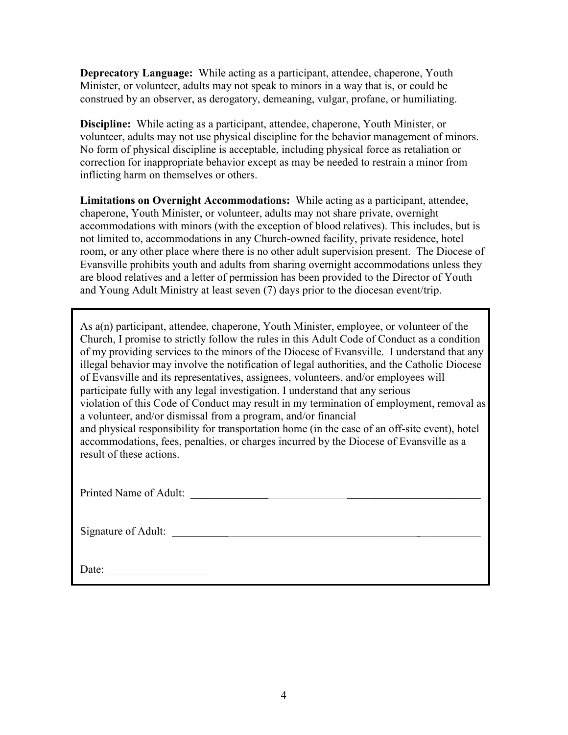**Deprecatory Language:** While acting as a participant, attendee, chaperone, Youth Minister, or volunteer, adults may not speak to minors in a way that is, or could be construed by an observer, as derogatory, demeaning, vulgar, profane, or humiliating.

**Discipline:** While acting as a participant, attendee, chaperone, Youth Minister, or volunteer, adults may not use physical discipline for the behavior management of minors. No form of physical discipline is acceptable, including physical force as retaliation or correction for inappropriate behavior except as may be needed to restrain a minor from inflicting harm on themselves or others.

**Limitations on Overnight Accommodations:** While acting as a participant, attendee, chaperone, Youth Minister, or volunteer, adults may not share private, overnight accommodations with minors (with the exception of blood relatives). This includes, but is not limited to, accommodations in any Church-owned facility, private residence, hotel room, or any other place where there is no other adult supervision present. The Diocese of Evansville prohibits youth and adults from sharing overnight accommodations unless they are blood relatives and a letter of permission has been provided to the Director of Youth and Young Adult Ministry at least seven (7) days prior to the diocesan event/trip.

As a(n) participant, attendee, chaperone, Youth Minister, employee, or volunteer of the Church, I promise to strictly follow the rules in this Adult Code of Conduct as a condition of my providing services to the minors of the Diocese of Evansville. I understand that any illegal behavior may involve the notification of legal authorities, and the Catholic Diocese of Evansville and its representatives, assignees, volunteers, and/or employees will participate fully with any legal investigation. I understand that any serious violation of this Code of Conduct may result in my termination of employment, removal as a volunteer, and/or dismissal from a program, and/or financial and physical responsibility for transportation home (in the case of an off-site event), hotel accommodations, fees, penalties, or charges incurred by the Diocese of Evansville as a result of these actions.

Printed Name of Adult: ______________________________________________

Signature of Adult: ______________________________________________

Date: __________________